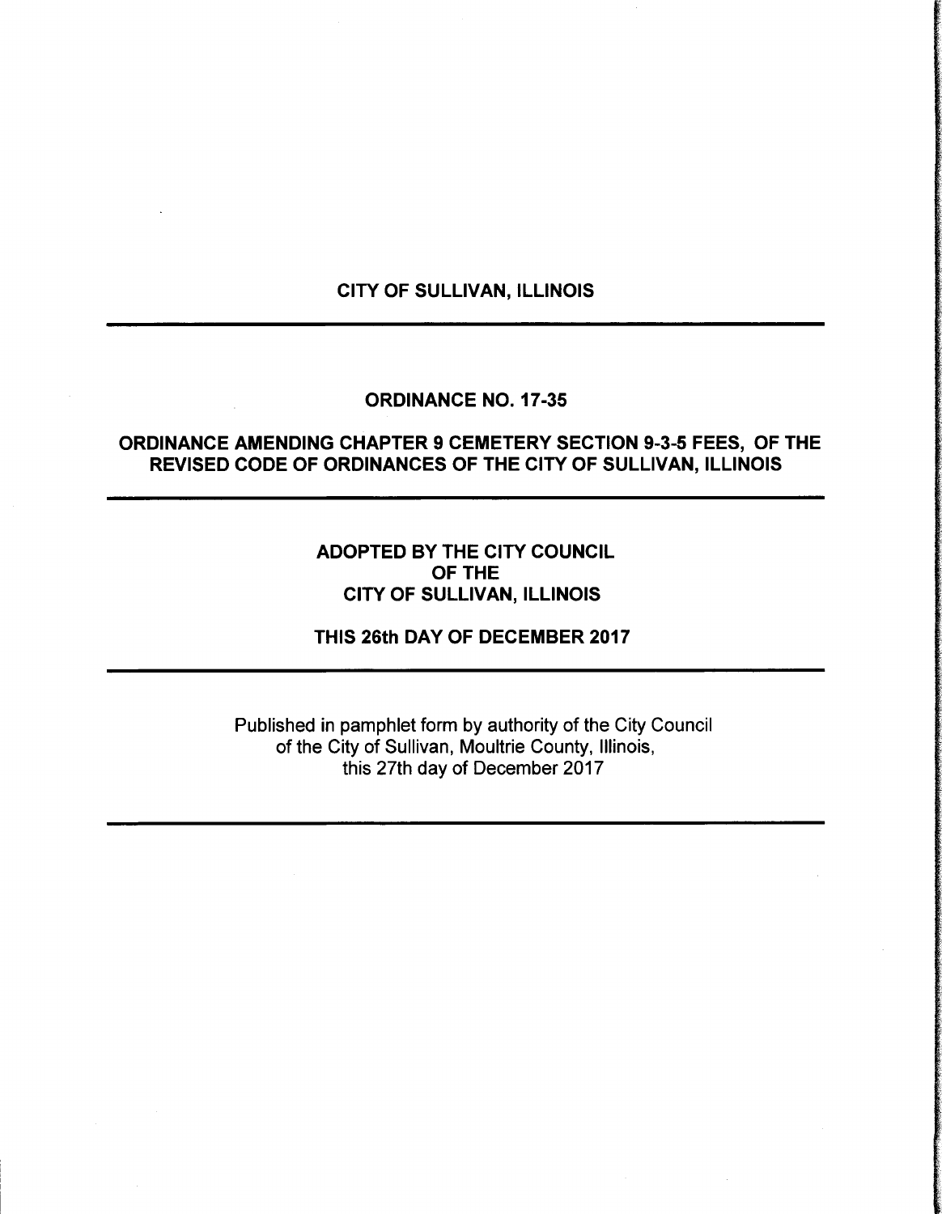**CITY OF SULLIVAN, ILLINOIS**

---

**ORDINANCE NO. 17-35**

**ORDINANCE AMENDING CHAPTER 9 CEMETERY SECTION 9-3-5 FEES, OF THE REVISED CODE OF ORDINANCES OF THE CITY OF SULLIVAN, ILLINOIS**

---

**ADOPTED BY THE CITY COUNCIL**
**OF THE**
**CITY OF SULLIVAN, ILLINOIS**

**THIS 26th DAY OF DECEMBER 2017**

---

Published in pamphlet form by authority of the City Council
of the City of Sullivan, Moultrie County, Illinois,
this 27th day of December 2017

---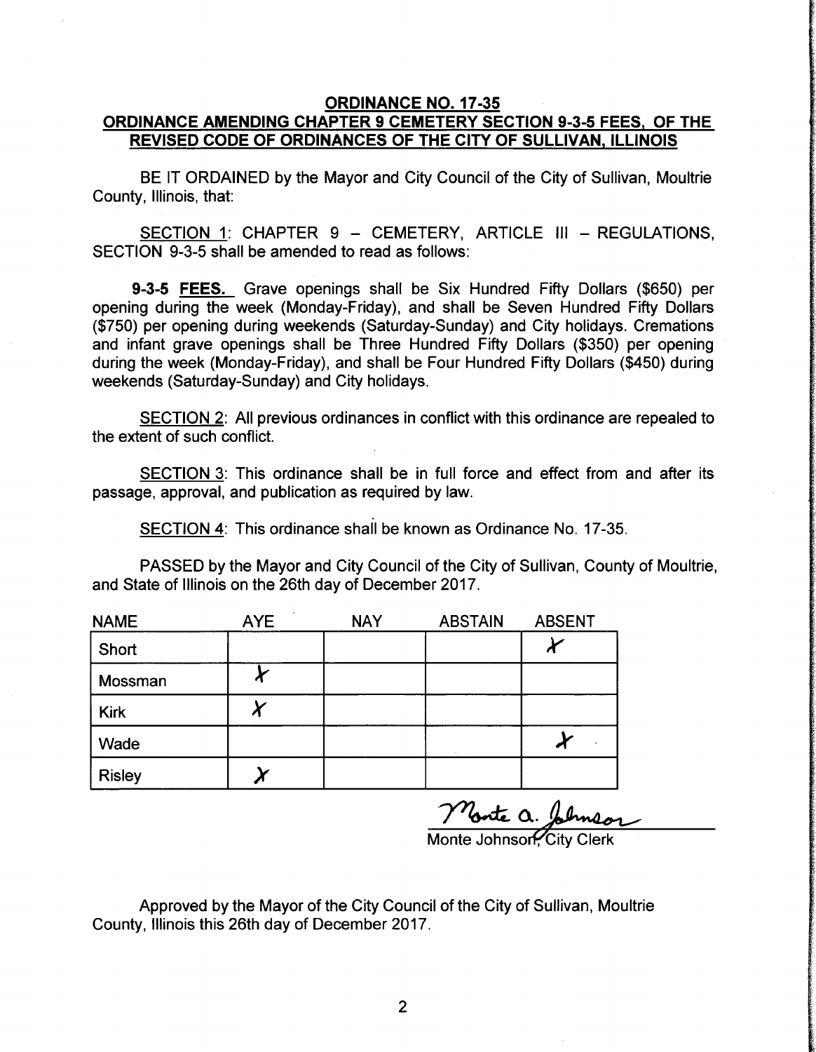**ORDINANCE NO. 17-35**

**ORDINANCE AMENDING CHAPTER 9 CEMETERY SECTION 9-3-5 FEES, OF THE REVISED CODE OF ORDINANCES OF THE CITY OF SULLIVAN, ILLINOIS**

BE IT ORDAINED by the Mayor and City Council of the City of Sullivan, Moultrie County, Illinois, that:

SECTION 1: CHAPTER 9 – CEMETERY, ARTICLE III – REGULATIONS, SECTION 9-3-5 shall be amended to read as follows:

**9-3-5 FEES.** Grave openings shall be Six Hundred Fifty Dollars ($650) per opening during the week (Monday-Friday), and shall be Seven Hundred Fifty Dollars ($750) per opening during weekends (Saturday-Sunday) and City holidays. Cremations and infant grave openings shall be Three Hundred Fifty Dollars ($350) per opening during the week (Monday-Friday), and shall be Four Hundred Fifty Dollars ($450) during weekends (Saturday-Sunday) and City holidays.

SECTION 2: All previous ordinances in conflict with this ordinance are repealed to the extent of such conflict.

SECTION 3: This ordinance shall be in full force and effect from and after its passage, approval, and publication as required by law.

SECTION 4: This ordinance shall be known as Ordinance No. 17-35.

PASSED by the Mayor and City Council of the City of Sullivan, County of Moultrie, and State of Illinois on the 26th day of December 2017.

| NAME | AYE | NAY | ABSTAIN | ABSENT |
|---|---|---|---|---|
| Short | | | | X |
| Mossman | X | | | |
| Kirk | X | | | |
| Wade | | | | X |
| Risley | X | | | |

Monte A. Johnson

Monte Johnson, City Clerk

Approved by the Mayor of the City Council of the City of Sullivan, Moultrie County, Illinois this 26th day of December 2017.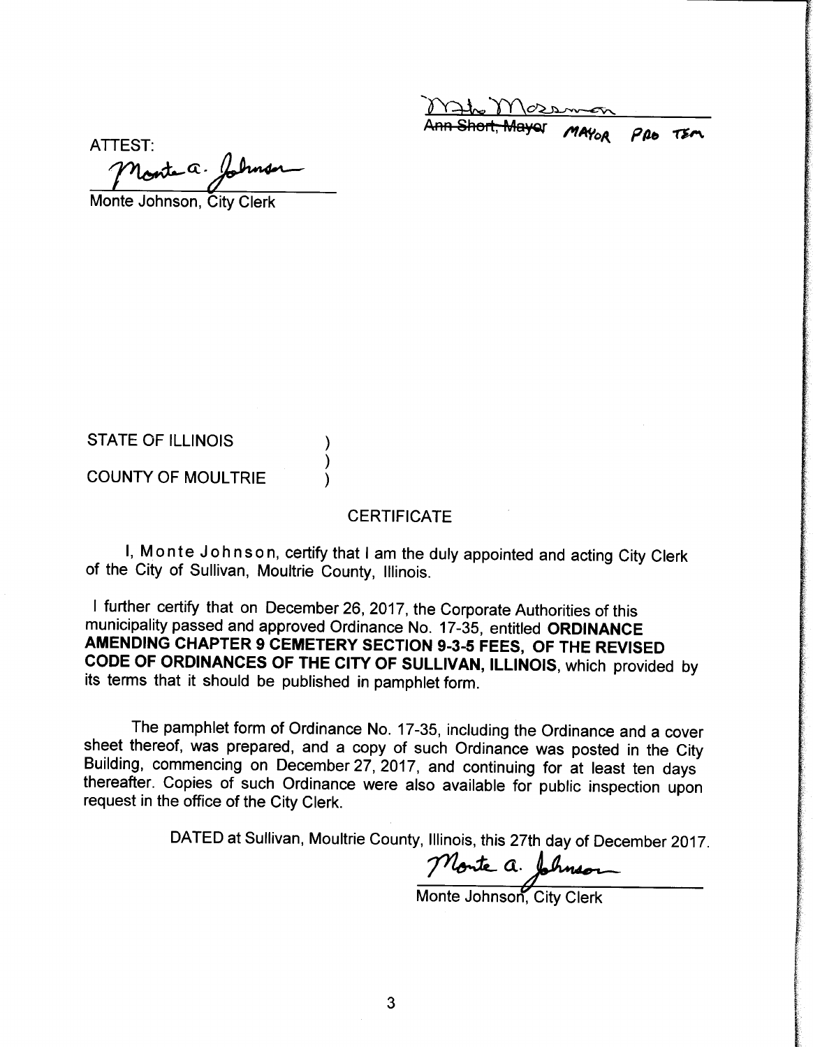Ann Short, Mayor MAYOR PRO TEM

ATTEST:

Monte Johnson, City Clerk

STATE OF ILLINOIS )
 )
COUNTY OF MOULTRIE )

CERTIFICATE

I, Monte Johnson, certify that I am the duly appointed and acting City Clerk of the City of Sullivan, Moultrie County, Illinois.

I further certify that on December 26, 2017, the Corporate Authorities of this municipality passed and approved Ordinance No. 17-35, entitled **ORDINANCE AMENDING CHAPTER 9 CEMETERY SECTION 9-3-5 FEES, OF THE REVISED CODE OF ORDINANCES OF THE CITY OF SULLIVAN, ILLINOIS**, which provided by its terms that it should be published in pamphlet form.

The pamphlet form of Ordinance No. 17-35, including the Ordinance and a cover sheet thereof, was prepared, and a copy of such Ordinance was posted in the City Building, commencing on December 27, 2017, and continuing for at least ten days thereafter. Copies of such Ordinance were also available for public inspection upon request in the office of the City Clerk.

DATED at Sullivan, Moultrie County, Illinois, this 27th day of December 2017.

Monte Johnson, City Clerk